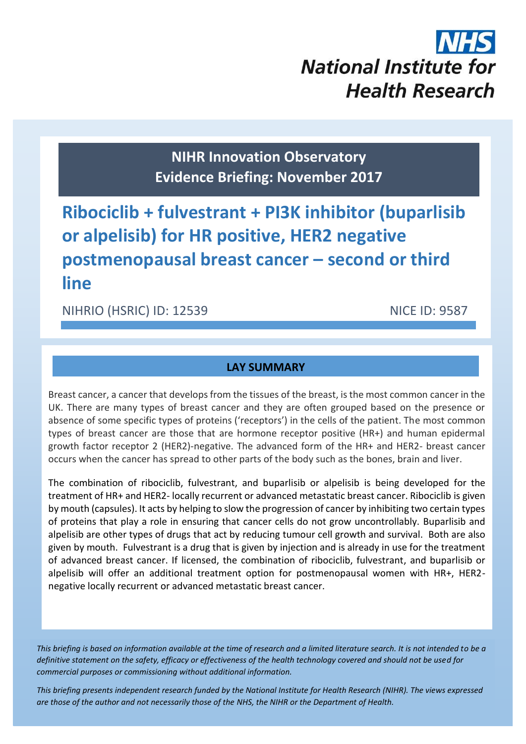**NHS**
**National Institute for Health Research**

## NIHR Innovation Observatory
## Evidence Briefing: November 2017

# Ribociclib + fulvestrant + PI3K inhibitor (buparlisib or alpelisib) for HR positive, HER2 negative postmenopausal breast cancer – second or third line

NIHRIO (HSRIC) ID: 12539 NICE ID: 9587

## LAY SUMMARY

Breast cancer, a cancer that develops from the tissues of the breast, is the most common cancer in the UK. There are many types of breast cancer and they are often grouped based on the presence or absence of some specific types of proteins ('receptors') in the cells of the patient. The most common types of breast cancer are those that are hormone receptor positive (HR+) and human epidermal growth factor receptor 2 (HER2)-negative. The advanced form of the HR+ and HER2- breast cancer occurs when the cancer has spread to other parts of the body such as the bones, brain and liver.

The combination of ribociclib, fulvestrant, and buparlisib or alpelisib is being developed for the treatment of HR+ and HER2- locally recurrent or advanced metastatic breast cancer. Ribociclib is given by mouth (capsules). It acts by helping to slow the progression of cancer by inhibiting two certain types of proteins that play a role in ensuring that cancer cells do not grow uncontrollably. Buparlisib and alpelisib are other types of drugs that act by reducing tumour cell growth and survival. Both are also given by mouth. Fulvestrant is a drug that is given by injection and is already in use for the treatment of advanced breast cancer. If licensed, the combination of ribociclib, fulvestrant, and buparlisib or alpelisib will offer an additional treatment option for postmenopausal women with HR+, HER2-negative locally recurrent or advanced metastatic breast cancer.

*This briefing is based on information available at the time of research and a limited literature search. It is not intended to be a definitive statement on the safety, efficacy or effectiveness of the health technology covered and should not be used for commercial purposes or commissioning without additional information.*

*This briefing presents independent research funded by the National Institute for Health Research (NIHR). The views expressed are those of the author and not necessarily those of the NHS, the NIHR or the Department of Health.*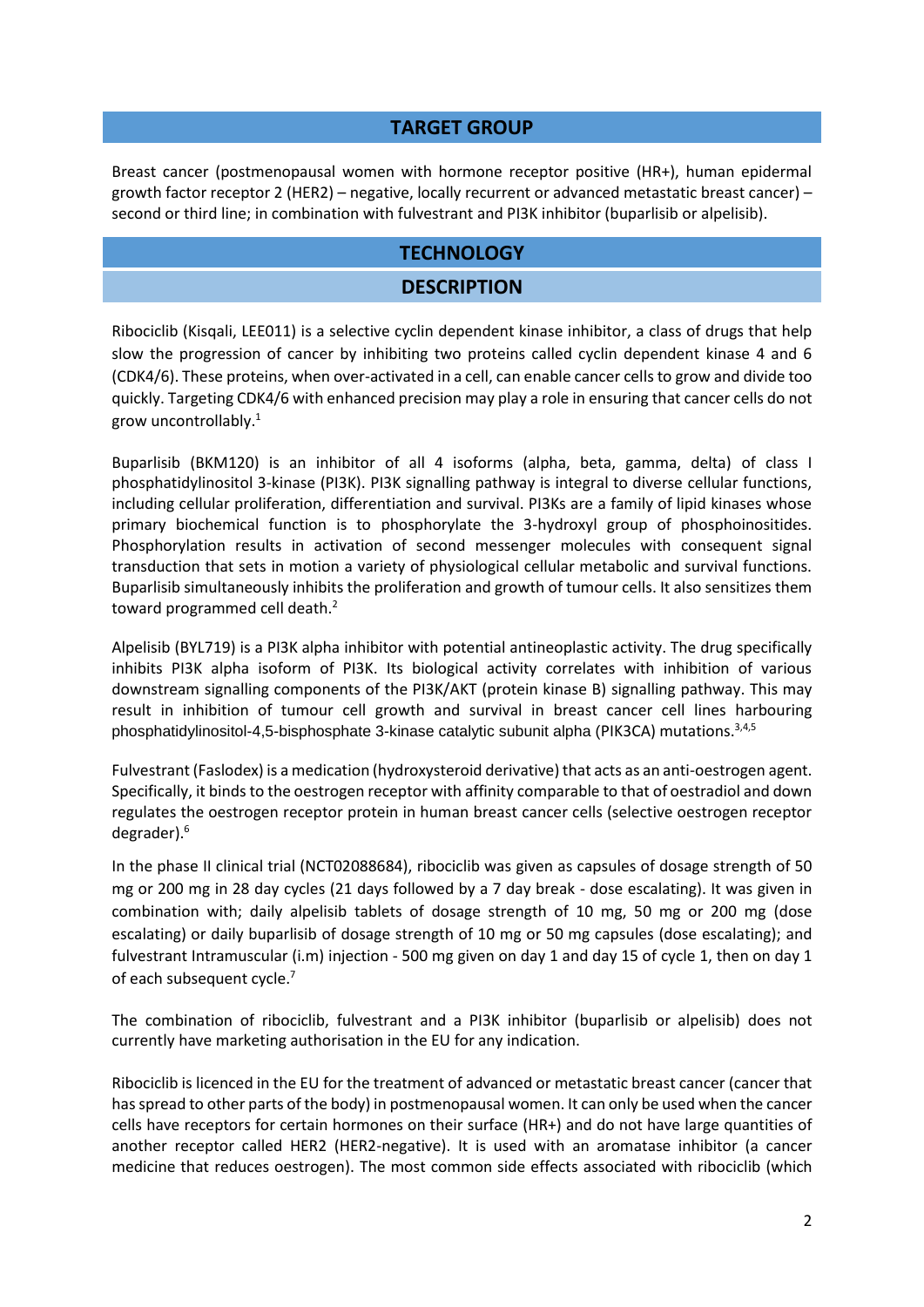## TARGET GROUP

Breast cancer (postmenopausal women with hormone receptor positive (HR+), human epidermal growth factor receptor 2 (HER2) – negative, locally recurrent or advanced metastatic breast cancer) – second or third line; in combination with fulvestrant and PI3K inhibitor (buparlisib or alpelisib).

## TECHNOLOGY

### DESCRIPTION

Ribociclib (Kisqali, LEE011) is a selective cyclin dependent kinase inhibitor, a class of drugs that help slow the progression of cancer by inhibiting two proteins called cyclin dependent kinase 4 and 6 (CDK4/6). These proteins, when over-activated in a cell, can enable cancer cells to grow and divide too quickly. Targeting CDK4/6 with enhanced precision may play a role in ensuring that cancer cells do not grow uncontrollably.[1]

Buparlisib (BKM120) is an inhibitor of all 4 isoforms (alpha, beta, gamma, delta) of class I phosphatidylinositol 3-kinase (PI3K). PI3K signalling pathway is integral to diverse cellular functions, including cellular proliferation, differentiation and survival. PI3Ks are a family of lipid kinases whose primary biochemical function is to phosphorylate the 3-hydroxyl group of phosphoinositides. Phosphorylation results in activation of second messenger molecules with consequent signal transduction that sets in motion a variety of physiological cellular metabolic and survival functions. Buparlisib simultaneously inhibits the proliferation and growth of tumour cells. It also sensitizes them toward programmed cell death.[2]

Alpelisib (BYL719) is a PI3K alpha inhibitor with potential antineoplastic activity. The drug specifically inhibits PI3K alpha isoform of PI3K. Its biological activity correlates with inhibition of various downstream signalling components of the PI3K/AKT (protein kinase B) signalling pathway. This may result in inhibition of tumour cell growth and survival in breast cancer cell lines harbouring phosphatidylinositol-4,5-bisphosphate 3-kinase catalytic subunit alpha (PIK3CA) mutations.[3,4,5]

Fulvestrant (Faslodex) is a medication (hydroxysteroid derivative) that acts as an anti-oestrogen agent. Specifically, it binds to the oestrogen receptor with affinity comparable to that of oestradiol and down regulates the oestrogen receptor protein in human breast cancer cells (selective oestrogen receptor degrader).[6]

In the phase II clinical trial (NCT02088684), ribociclib was given as capsules of dosage strength of 50 mg or 200 mg in 28 day cycles (21 days followed by a 7 day break - dose escalating). It was given in combination with; daily alpelisib tablets of dosage strength of 10 mg, 50 mg or 200 mg (dose escalating) or daily buparlisib of dosage strength of 10 mg or 50 mg capsules (dose escalating); and fulvestrant Intramuscular (i.m) injection - 500 mg given on day 1 and day 15 of cycle 1, then on day 1 of each subsequent cycle.[7]

The combination of ribociclib, fulvestrant and a PI3K inhibitor (buparlisib or alpelisib) does not currently have marketing authorisation in the EU for any indication.

Ribociclib is licenced in the EU for the treatment of advanced or metastatic breast cancer (cancer that has spread to other parts of the body) in postmenopausal women. It can only be used when the cancer cells have receptors for certain hormones on their surface (HR+) and do not have large quantities of another receptor called HER2 (HER2-negative). It is used with an aromatase inhibitor (a cancer medicine that reduces oestrogen). The most common side effects associated with ribociclib (which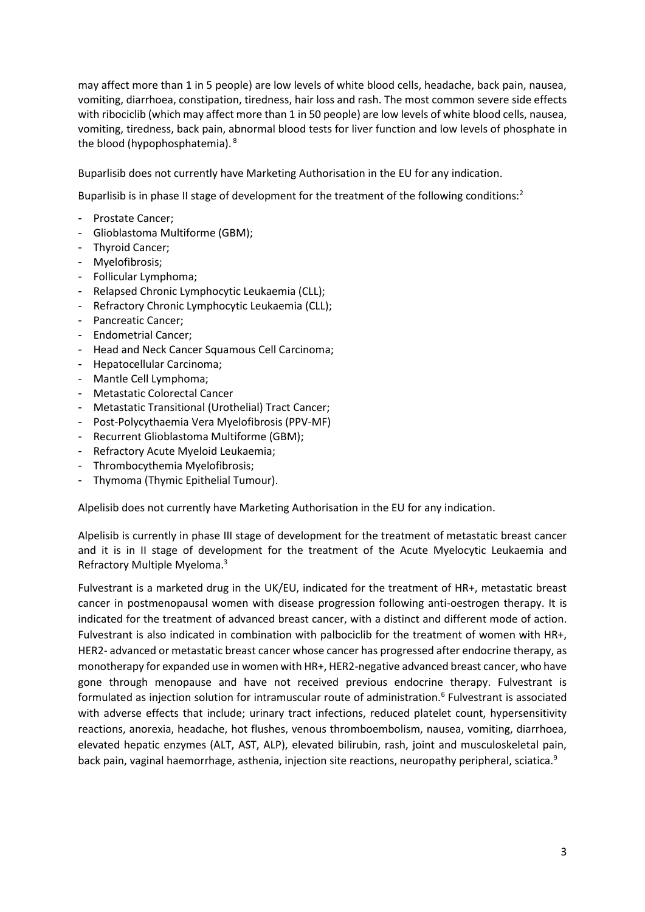may affect more than 1 in 5 people) are low levels of white blood cells, headache, back pain, nausea, vomiting, diarrhoea, constipation, tiredness, hair loss and rash. The most common severe side effects with ribociclib (which may affect more than 1 in 50 people) are low levels of white blood cells, nausea, vomiting, tiredness, back pain, abnormal blood tests for liver function and low levels of phosphate in the blood (hypophosphatemia). [8]

Buparlisib does not currently have Marketing Authorisation in the EU for any indication.

Buparlisib is in phase II stage of development for the treatment of the following conditions:[2]

- Prostate Cancer;
- Glioblastoma Multiforme (GBM);
- Thyroid Cancer;
- Myelofibrosis;
- Follicular Lymphoma;
- Relapsed Chronic Lymphocytic Leukaemia (CLL);
- Refractory Chronic Lymphocytic Leukaemia (CLL);
- Pancreatic Cancer;
- Endometrial Cancer;
- Head and Neck Cancer Squamous Cell Carcinoma;
- Hepatocellular Carcinoma;
- Mantle Cell Lymphoma;
- Metastatic Colorectal Cancer
- Metastatic Transitional (Urothelial) Tract Cancer;
- Post-Polycythaemia Vera Myelofibrosis (PPV-MF)
- Recurrent Glioblastoma Multiforme (GBM);
- Refractory Acute Myeloid Leukaemia;
- Thrombocythemia Myelofibrosis;
- Thymoma (Thymic Epithelial Tumour).

Alpelisib does not currently have Marketing Authorisation in the EU for any indication.

Alpelisib is currently in phase III stage of development for the treatment of metastatic breast cancer and it is in II stage of development for the treatment of the Acute Myelocytic Leukaemia and Refractory Multiple Myeloma.[3]

Fulvestrant is a marketed drug in the UK/EU, indicated for the treatment of HR+, metastatic breast cancer in postmenopausal women with disease progression following anti-oestrogen therapy. It is indicated for the treatment of advanced breast cancer, with a distinct and different mode of action. Fulvestrant is also indicated in combination with palbociclib for the treatment of women with HR+, HER2- advanced or metastatic breast cancer whose cancer has progressed after endocrine therapy, as monotherapy for expanded use in women with HR+, HER2-negative advanced breast cancer, who have gone through menopause and have not received previous endocrine therapy. Fulvestrant is formulated as injection solution for intramuscular route of administration.[6] Fulvestrant is associated with adverse effects that include; urinary tract infections, reduced platelet count, hypersensitivity reactions, anorexia, headache, hot flushes, venous thromboembolism, nausea, vomiting, diarrhoea, elevated hepatic enzymes (ALT, AST, ALP), elevated bilirubin, rash, joint and musculoskeletal pain, back pain, vaginal haemorrhage, asthenia, injection site reactions, neuropathy peripheral, sciatica.[9]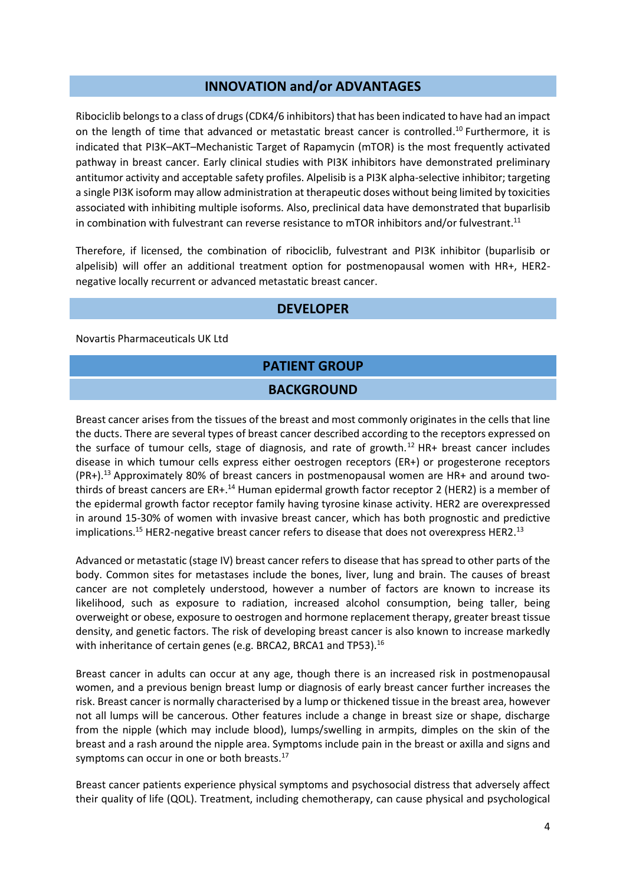## INNOVATION and/or ADVANTAGES

Ribociclib belongs to a class of drugs (CDK4/6 inhibitors) that has been indicated to have had an impact on the length of time that advanced or metastatic breast cancer is controlled.[10] Furthermore, it is indicated that PI3K–AKT–Mechanistic Target of Rapamycin (mTOR) is the most frequently activated pathway in breast cancer. Early clinical studies with PI3K inhibitors have demonstrated preliminary antitumor activity and acceptable safety profiles. Alpelisib is a PI3K alpha-selective inhibitor; targeting a single PI3K isoform may allow administration at therapeutic doses without being limited by toxicities associated with inhibiting multiple isoforms. Also, preclinical data have demonstrated that buparlisib in combination with fulvestrant can reverse resistance to mTOR inhibitors and/or fulvestrant.[11]

Therefore, if licensed, the combination of ribociclib, fulvestrant and PI3K inhibitor (buparlisib or alpelisib) will offer an additional treatment option for postmenopausal women with HR+, HER2-negative locally recurrent or advanced metastatic breast cancer.

## DEVELOPER

Novartis Pharmaceuticals UK Ltd

## PATIENT GROUP

### BACKGROUND

Breast cancer arises from the tissues of the breast and most commonly originates in the cells that line the ducts. There are several types of breast cancer described according to the receptors expressed on the surface of tumour cells, stage of diagnosis, and rate of growth.[12] HR+ breast cancer includes disease in which tumour cells express either oestrogen receptors (ER+) or progesterone receptors (PR+).[13] Approximately 80% of breast cancers in postmenopausal women are HR+ and around two-thirds of breast cancers are ER+.[14] Human epidermal growth factor receptor 2 (HER2) is a member of the epidermal growth factor receptor family having tyrosine kinase activity. HER2 are overexpressed in around 15-30% of women with invasive breast cancer, which has both prognostic and predictive implications.[15] HER2-negative breast cancer refers to disease that does not overexpress HER2.[13]

Advanced or metastatic (stage IV) breast cancer refers to disease that has spread to other parts of the body. Common sites for metastases include the bones, liver, lung and brain. The causes of breast cancer are not completely understood, however a number of factors are known to increase its likelihood, such as exposure to radiation, increased alcohol consumption, being taller, being overweight or obese, exposure to oestrogen and hormone replacement therapy, greater breast tissue density, and genetic factors. The risk of developing breast cancer is also known to increase markedly with inheritance of certain genes (e.g. BRCA2, BRCA1 and TP53).[16]

Breast cancer in adults can occur at any age, though there is an increased risk in postmenopausal women, and a previous benign breast lump or diagnosis of early breast cancer further increases the risk. Breast cancer is normally characterised by a lump or thickened tissue in the breast area, however not all lumps will be cancerous. Other features include a change in breast size or shape, discharge from the nipple (which may include blood), lumps/swelling in armpits, dimples on the skin of the breast and a rash around the nipple area. Symptoms include pain in the breast or axilla and signs and symptoms can occur in one or both breasts.[17]

Breast cancer patients experience physical symptoms and psychosocial distress that adversely affect their quality of life (QOL). Treatment, including chemotherapy, can cause physical and psychological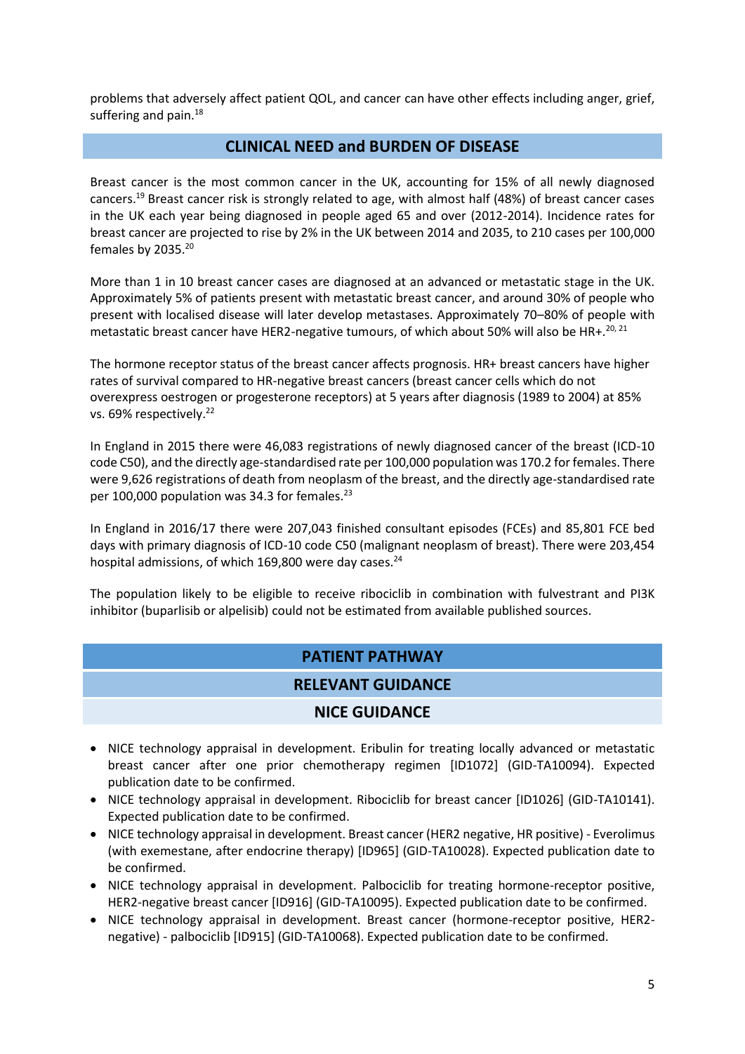problems that adversely affect patient QOL, and cancer can have other effects including anger, grief, suffering and pain.[18]

## CLINICAL NEED and BURDEN OF DISEASE

Breast cancer is the most common cancer in the UK, accounting for 15% of all newly diagnosed cancers.[19] Breast cancer risk is strongly related to age, with almost half (48%) of breast cancer cases in the UK each year being diagnosed in people aged 65 and over (2012-2014). Incidence rates for breast cancer are projected to rise by 2% in the UK between 2014 and 2035, to 210 cases per 100,000 females by 2035.[20]

More than 1 in 10 breast cancer cases are diagnosed at an advanced or metastatic stage in the UK. Approximately 5% of patients present with metastatic breast cancer, and around 30% of people who present with localised disease will later develop metastases. Approximately 70–80% of people with metastatic breast cancer have HER2-negative tumours, of which about 50% will also be HR+.[20, 21]

The hormone receptor status of the breast cancer affects prognosis. HR+ breast cancers have higher rates of survival compared to HR-negative breast cancers (breast cancer cells which do not overexpress oestrogen or progesterone receptors) at 5 years after diagnosis (1989 to 2004) at 85% vs. 69% respectively.[22]

In England in 2015 there were 46,083 registrations of newly diagnosed cancer of the breast (ICD-10 code C50), and the directly age-standardised rate per 100,000 population was 170.2 for females. There were 9,626 registrations of death from neoplasm of the breast, and the directly age-standardised rate per 100,000 population was 34.3 for females.[23]

In England in 2016/17 there were 207,043 finished consultant episodes (FCEs) and 85,801 FCE bed days with primary diagnosis of ICD-10 code C50 (malignant neoplasm of breast). There were 203,454 hospital admissions, of which 169,800 were day cases.[24]

The population likely to be eligible to receive ribociclib in combination with fulvestrant and PI3K inhibitor (buparlisib or alpelisib) could not be estimated from available published sources.

## PATIENT PATHWAY

## RELEVANT GUIDANCE

### NICE GUIDANCE

- NICE technology appraisal in development. Eribulin for treating locally advanced or metastatic breast cancer after one prior chemotherapy regimen [ID1072] (GID-TA10094). Expected publication date to be confirmed.
- NICE technology appraisal in development. Ribociclib for breast cancer [ID1026] (GID-TA10141). Expected publication date to be confirmed.
- NICE technology appraisal in development. Breast cancer (HER2 negative, HR positive) - Everolimus (with exemestane, after endocrine therapy) [ID965] (GID-TA10028). Expected publication date to be confirmed.
- NICE technology appraisal in development. Palbociclib for treating hormone-receptor positive, HER2-negative breast cancer [ID916] (GID-TA10095). Expected publication date to be confirmed.
- NICE technology appraisal in development. Breast cancer (hormone-receptor positive, HER2-negative) - palbociclib [ID915] (GID-TA10068). Expected publication date to be confirmed.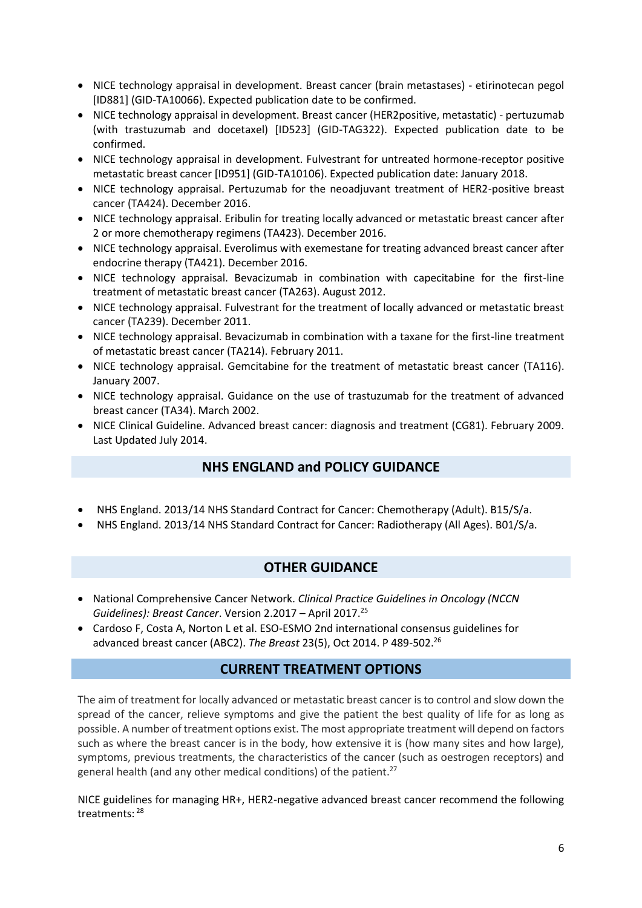- NICE technology appraisal in development. Breast cancer (brain metastases) - etirinotecan pegol [ID881] (GID-TA10066). Expected publication date to be confirmed.
- NICE technology appraisal in development. Breast cancer (HER2positive, metastatic) - pertuzumab (with trastuzumab and docetaxel) [ID523] (GID-TAG322). Expected publication date to be confirmed.
- NICE technology appraisal in development. Fulvestrant for untreated hormone-receptor positive metastatic breast cancer [ID951] (GID-TA10106). Expected publication date: January 2018.
- NICE technology appraisal. Pertuzumab for the neoadjuvant treatment of HER2-positive breast cancer (TA424). December 2016.
- NICE technology appraisal. Eribulin for treating locally advanced or metastatic breast cancer after 2 or more chemotherapy regimens (TA423). December 2016.
- NICE technology appraisal. Everolimus with exemestane for treating advanced breast cancer after endocrine therapy (TA421). December 2016.
- NICE technology appraisal. Bevacizumab in combination with capecitabine for the first-line treatment of metastatic breast cancer (TA263). August 2012.
- NICE technology appraisal. Fulvestrant for the treatment of locally advanced or metastatic breast cancer (TA239). December 2011.
- NICE technology appraisal. Bevacizumab in combination with a taxane for the first-line treatment of metastatic breast cancer (TA214). February 2011.
- NICE technology appraisal. Gemcitabine for the treatment of metastatic breast cancer (TA116). January 2007.
- NICE technology appraisal. Guidance on the use of trastuzumab for the treatment of advanced breast cancer (TA34). March 2002.
- NICE Clinical Guideline. Advanced breast cancer: diagnosis and treatment (CG81). February 2009. Last Updated July 2014.

## NHS ENGLAND and POLICY GUIDANCE

- NHS England. 2013/14 NHS Standard Contract for Cancer: Chemotherapy (Adult). B15/S/a.
- NHS England. 2013/14 NHS Standard Contract for Cancer: Radiotherapy (All Ages). B01/S/a.

## OTHER GUIDANCE

- National Comprehensive Cancer Network. *Clinical Practice Guidelines in Oncology (NCCN Guidelines): Breast Cancer*. Version 2.2017 – April 2017.[25]
- Cardoso F, Costa A, Norton L et al. ESO-ESMO 2nd international consensus guidelines for advanced breast cancer (ABC2). *The Breast* 23(5), Oct 2014. P 489-502.[26]

## CURRENT TREATMENT OPTIONS

The aim of treatment for locally advanced or metastatic breast cancer is to control and slow down the spread of the cancer, relieve symptoms and give the patient the best quality of life for as long as possible. A number of treatment options exist. The most appropriate treatment will depend on factors such as where the breast cancer is in the body, how extensive it is (how many sites and how large), symptoms, previous treatments, the characteristics of the cancer (such as oestrogen receptors) and general health (and any other medical conditions) of the patient.[27]

NICE guidelines for managing HR+, HER2-negative advanced breast cancer recommend the following treatments: [28]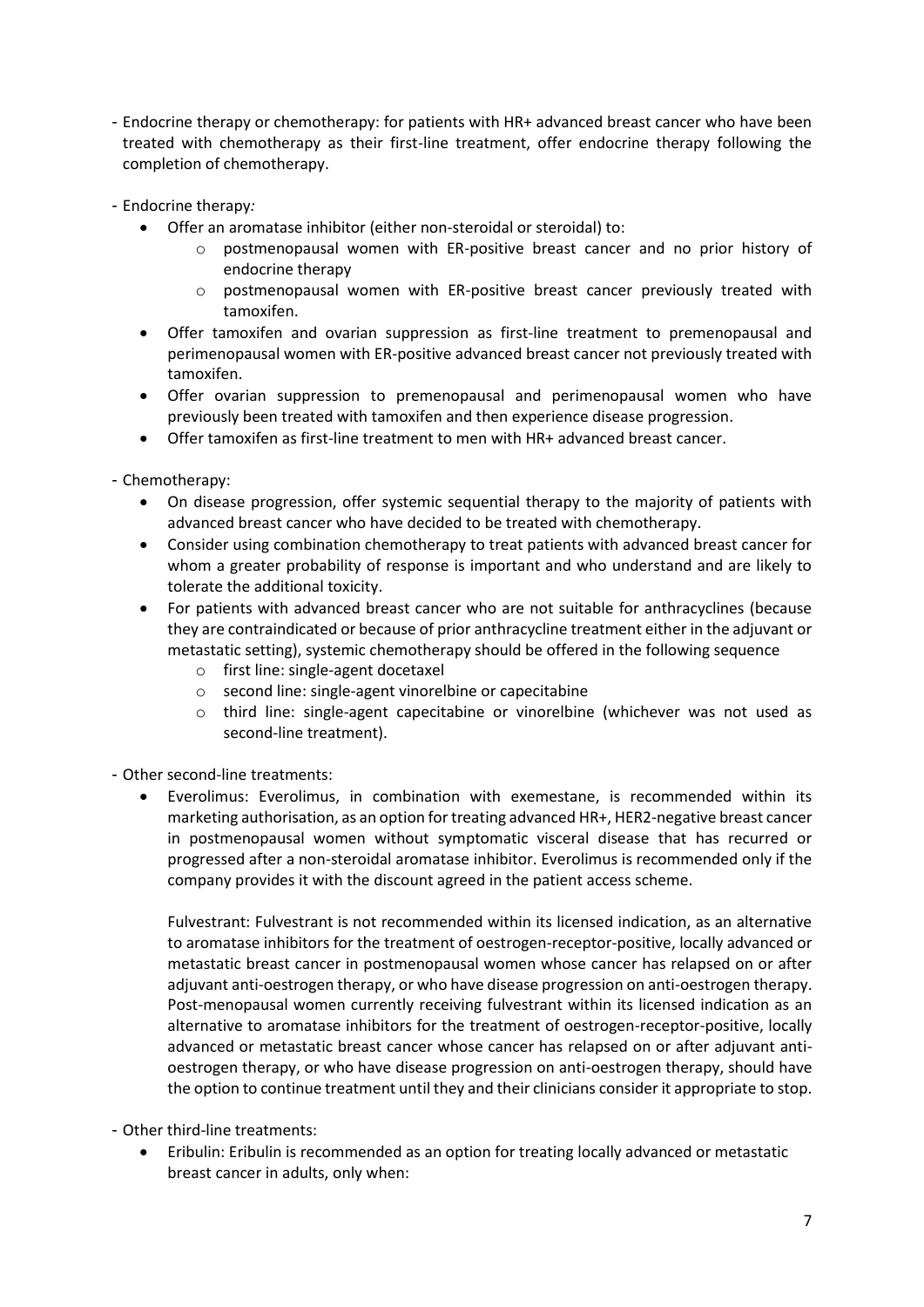- Endocrine therapy or chemotherapy: for patients with HR+ advanced breast cancer who have been treated with chemotherapy as their first-line treatment, offer endocrine therapy following the completion of chemotherapy.

- Endocrine therapy*:*
    - Offer an aromatase inhibitor (either non-steroidal or steroidal) to:
        - postmenopausal women with ER-positive breast cancer and no prior history of endocrine therapy
        - postmenopausal women with ER-positive breast cancer previously treated with tamoxifen.
    - Offer tamoxifen and ovarian suppression as first-line treatment to premenopausal and perimenopausal women with ER-positive advanced breast cancer not previously treated with tamoxifen.
    - Offer ovarian suppression to premenopausal and perimenopausal women who have previously been treated with tamoxifen and then experience disease progression.
    - Offer tamoxifen as first-line treatment to men with HR+ advanced breast cancer.

- Chemotherapy:
    - On disease progression, offer systemic sequential therapy to the majority of patients with advanced breast cancer who have decided to be treated with chemotherapy.
    - Consider using combination chemotherapy to treat patients with advanced breast cancer for whom a greater probability of response is important and who understand and are likely to tolerate the additional toxicity.
    - For patients with advanced breast cancer who are not suitable for anthracyclines (because they are contraindicated or because of prior anthracycline treatment either in the adjuvant or metastatic setting), systemic chemotherapy should be offered in the following sequence
        - first line: single-agent docetaxel
        - second line: single-agent vinorelbine or capecitabine
        - third line: single-agent capecitabine or vinorelbine (whichever was not used as second-line treatment).

- Other second-line treatments:
    - Everolimus: Everolimus, in combination with exemestane, is recommended within its marketing authorisation, as an option for treating advanced HR+, HER2-negative breast cancer in postmenopausal women without symptomatic visceral disease that has recurred or progressed after a non-steroidal aromatase inhibitor. Everolimus is recommended only if the company provides it with the discount agreed in the patient access scheme.

      Fulvestrant: Fulvestrant is not recommended within its licensed indication, as an alternative to aromatase inhibitors for the treatment of oestrogen-receptor-positive, locally advanced or metastatic breast cancer in postmenopausal women whose cancer has relapsed on or after adjuvant anti-oestrogen therapy, or who have disease progression on anti-oestrogen therapy. Post-menopausal women currently receiving fulvestrant within its licensed indication as an alternative to aromatase inhibitors for the treatment of oestrogen-receptor-positive, locally advanced or metastatic breast cancer whose cancer has relapsed on or after adjuvant anti-oestrogen therapy, or who have disease progression on anti-oestrogen therapy, should have the option to continue treatment until they and their clinicians consider it appropriate to stop.

- Other third-line treatments:
    - Eribulin: Eribulin is recommended as an option for treating locally advanced or metastatic breast cancer in adults, only when: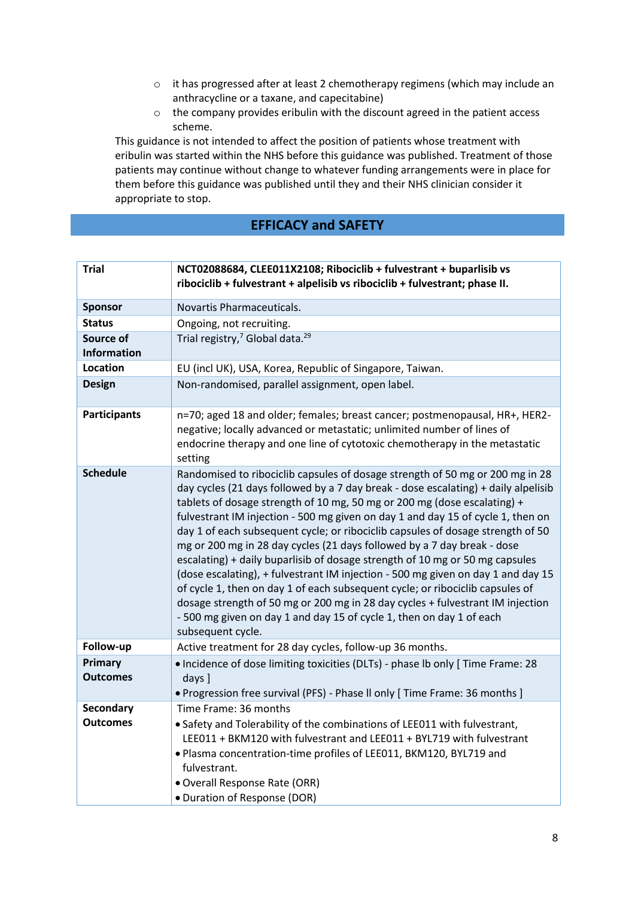- it has progressed after at least 2 chemotherapy regimens (which may include an anthracycline or a taxane, and capecitabine)
- the company provides eribulin with the discount agreed in the patient access scheme.

This guidance is not intended to affect the position of patients whose treatment with eribulin was started within the NHS before this guidance was published. Treatment of those patients may continue without change to whatever funding arrangements were in place for them before this guidance was published until they and their NHS clinician consider it appropriate to stop.

## EFFICACY and SAFETY

| **Trial** | **NCT02088684, CLEE011X2108; Ribociclib + fulvestrant + buparlisib vs ribociclib + fulvestrant + alpelisib vs ribociclib + fulvestrant; phase II.** |
|---|---|
| **Sponsor** | Novartis Pharmaceuticals. |
| **Status** | Ongoing, not recruiting. |
| **Source of Information** | Trial registry,[7] Global data.[29] |
| **Location** | EU (incl UK), USA, Korea, Republic of Singapore, Taiwan. |
| **Design** | Non-randomised, parallel assignment, open label. |
| **Participants** | n=70; aged 18 and older; females; breast cancer; postmenopausal, HR+, HER2-negative; locally advanced or metastatic; unlimited number of lines of endocrine therapy and one line of cytotoxic chemotherapy in the metastatic setting |
| **Schedule** | Randomised to ribociclib capsules of dosage strength of 50 mg or 200 mg in 28 day cycles (21 days followed by a 7 day break - dose escalating) + daily alpelisib tablets of dosage strength of 10 mg, 50 mg or 200 mg (dose escalating) + fulvestrant IM injection - 500 mg given on day 1 and day 15 of cycle 1, then on day 1 of each subsequent cycle; or ribociclib capsules of dosage strength of 50 mg or 200 mg in 28 day cycles (21 days followed by a 7 day break - dose escalating) + daily buparlisib of dosage strength of 10 mg or 50 mg capsules (dose escalating), + fulvestrant IM injection - 500 mg given on day 1 and day 15 of cycle 1, then on day 1 of each subsequent cycle; or ribociclib capsules of dosage strength of 50 mg or 200 mg in 28 day cycles + fulvestrant IM injection - 500 mg given on day 1 and day 15 of cycle 1, then on day 1 of each subsequent cycle. |
| **Follow-up** | Active treatment for 28 day cycles, follow-up 36 months. |
| **Primary Outcomes** | • Incidence of dose limiting toxicities (DLTs) - phase Ib only [ Time Frame: 28 days ]<br>• Progression free survival (PFS) - Phase II only [ Time Frame: 36 months ] |
| **Secondary Outcomes** | Time Frame: 36 months<br>• Safety and Tolerability of the combinations of LEE011 with fulvestrant, LEE011 + BKM120 with fulvestrant and LEE011 + BYL719 with fulvestrant<br>• Plasma concentration-time profiles of LEE011, BKM120, BYL719 and fulvestrant.<br>• Overall Response Rate (ORR)<br>• Duration of Response (DOR) |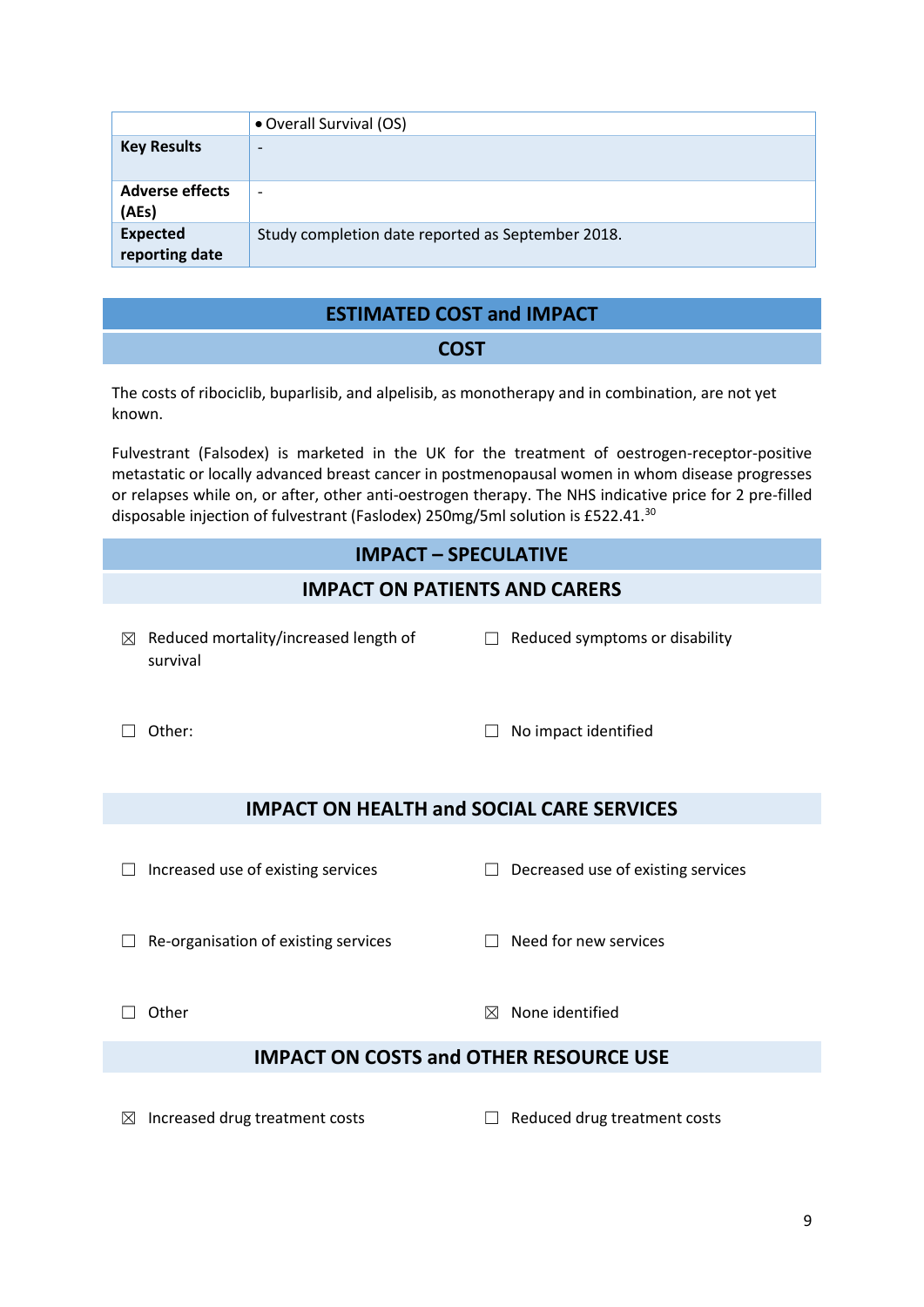| | • Overall Survival (OS) |
|---|---|
| **Key Results** | - |
| **Adverse effects (AEs)** | - |
| **Expected reporting date** | Study completion date reported as September 2018. |

## ESTIMATED COST and IMPACT

### COST

The costs of ribociclib, buparlisib, and alpelisib, as monotherapy and in combination, are not yet known.

Fulvestrant (Falsodex) is marketed in the UK for the treatment of oestrogen-receptor-positive metastatic or locally advanced breast cancer in postmenopausal women in whom disease progresses or relapses while on, or after, other anti-oestrogen therapy. The NHS indicative price for 2 pre-filled disposable injection of fulvestrant (Faslodex) 250mg/5ml solution is £522.41.[30]

## IMPACT – SPECULATIVE

### IMPACT ON PATIENTS AND CARERS

☒ Reduced mortality/increased length of survival

☐ Reduced symptoms or disability

☐ Other:

☐ No impact identified

### IMPACT ON HEALTH and SOCIAL CARE SERVICES

☐ Increased use of existing services

☐ Decreased use of existing services

☐ Re-organisation of existing services

☐ Need for new services

☐ Other

☒ None identified

### IMPACT ON COSTS and OTHER RESOURCE USE

☒ Increased drug treatment costs

☐ Reduced drug treatment costs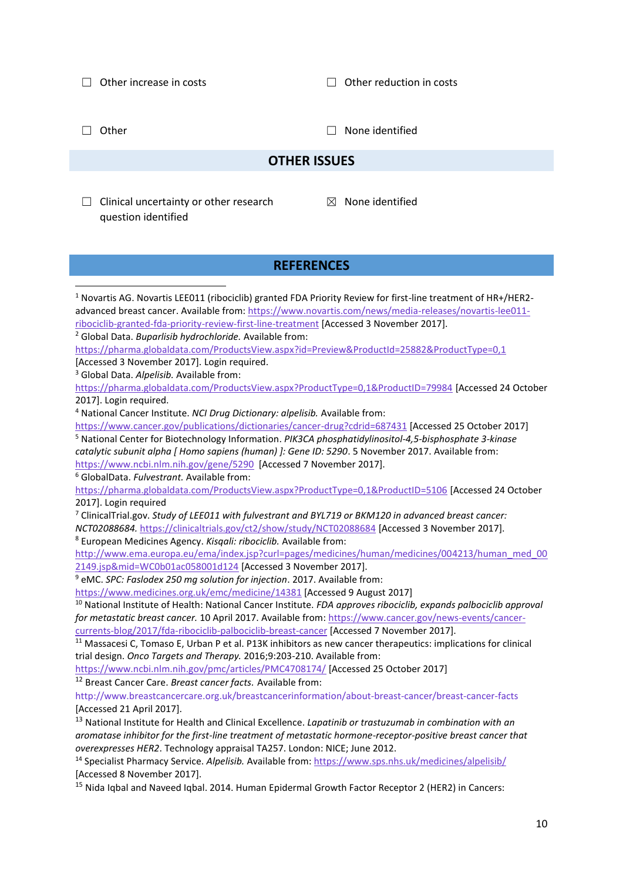☐ Other increase in costs

☐ Other reduction in costs

☐ Other

☐ None identified

## OTHER ISSUES

☐ Clinical uncertainty or other research question identified

☒ None identified

## REFERENCES

[1] Novartis AG. Novartis LEE011 (ribociclib) granted FDA Priority Review for first-line treatment of HR+/HER2-advanced breast cancer. Available from: https://www.novartis.com/news/media-releases/novartis-lee011-ribociclib-granted-fda-priority-review-first-line-treatment [Accessed 3 November 2017].

[2] Global Data. *Buparlisib hydrochloride.* Available from: https://pharma.globaldata.com/ProductsView.aspx?id=Preview&ProductId=25882&ProductType=0,1 [Accessed 3 November 2017]. Login required.

[3] Global Data. *Alpelisib.* Available from: https://pharma.globaldata.com/ProductsView.aspx?ProductType=0,1&ProductID=79984 [Accessed 24 October 2017]. Login required.

[4] National Cancer Institute. *NCI Drug Dictionary: alpelisib.* Available from: https://www.cancer.gov/publications/dictionaries/cancer-drug?cdrid=687431 [Accessed 25 October 2017]

[5] National Center for Biotechnology Information. *PIK3CA phosphatidylinositol-4,5-bisphosphate 3-kinase catalytic subunit alpha [ Homo sapiens (human) ]: Gene ID: 5290*. 5 November 2017. Available from: https://www.ncbi.nlm.nih.gov/gene/5290 [Accessed 7 November 2017].

[6] GlobalData. *Fulvestrant.* Available from: https://pharma.globaldata.com/ProductsView.aspx?ProductType=0,1&ProductID=5106 [Accessed 24 October 2017]. Login required

[7] ClinicalTrial.gov. *Study of LEE011 with fulvestrant and BYL719 or BKM120 in advanced breast cancer: NCT02088684.* https://clinicaltrials.gov/ct2/show/study/NCT02088684 [Accessed 3 November 2017].

[8] European Medicines Agency. *Kisqali: ribociclib.* Available from: http://www.ema.europa.eu/ema/index.jsp?curl=pages/medicines/human/medicines/004213/human_med_002149.jsp&mid=WC0b01ac058001d124 [Accessed 3 November 2017].

[9] eMC. *SPC: Faslodex 250 mg solution for injection*. 2017. Available from: https://www.medicines.org.uk/emc/medicine/14381 [Accessed 9 August 2017]

[10] National Institute of Health: National Cancer Institute. *FDA approves ribociclib, expands palbociclib approval for metastatic breast cancer.* 10 April 2017. Available from: https://www.cancer.gov/news-events/cancer-currents-blog/2017/fda-ribociclib-palbociclib-breast-cancer [Accessed 7 November 2017].

[11] Massacesi C, Tomaso E, Urban P et al. P13K inhibitors as new cancer therapeutics: implications for clinical trial design. *Onco Targets and Therapy.* 2016;9:203-210. Available from: https://www.ncbi.nlm.nih.gov/pmc/articles/PMC4708174/ [Accessed 25 October 2017]

[12] Breast Cancer Care. *Breast cancer facts.* Available from: http://www.breastcancercare.org.uk/breastcancerinformation/about-breast-cancer/breast-cancer-facts [Accessed 21 April 2017].

[13] National Institute for Health and Clinical Excellence. *Lapatinib or trastuzumab in combination with an aromatase inhibitor for the first-line treatment of metastatic hormone-receptor-positive breast cancer that overexpresses HER2*. Technology appraisal TA257. London: NICE; June 2012.

[14] Specialist Pharmacy Service. *Alpelisib.* Available from: https://www.sps.nhs.uk/medicines/alpelisib/ [Accessed 8 November 2017].

[15] Nida Iqbal and Naveed Iqbal. 2014. Human Epidermal Growth Factor Receptor 2 (HER2) in Cancers: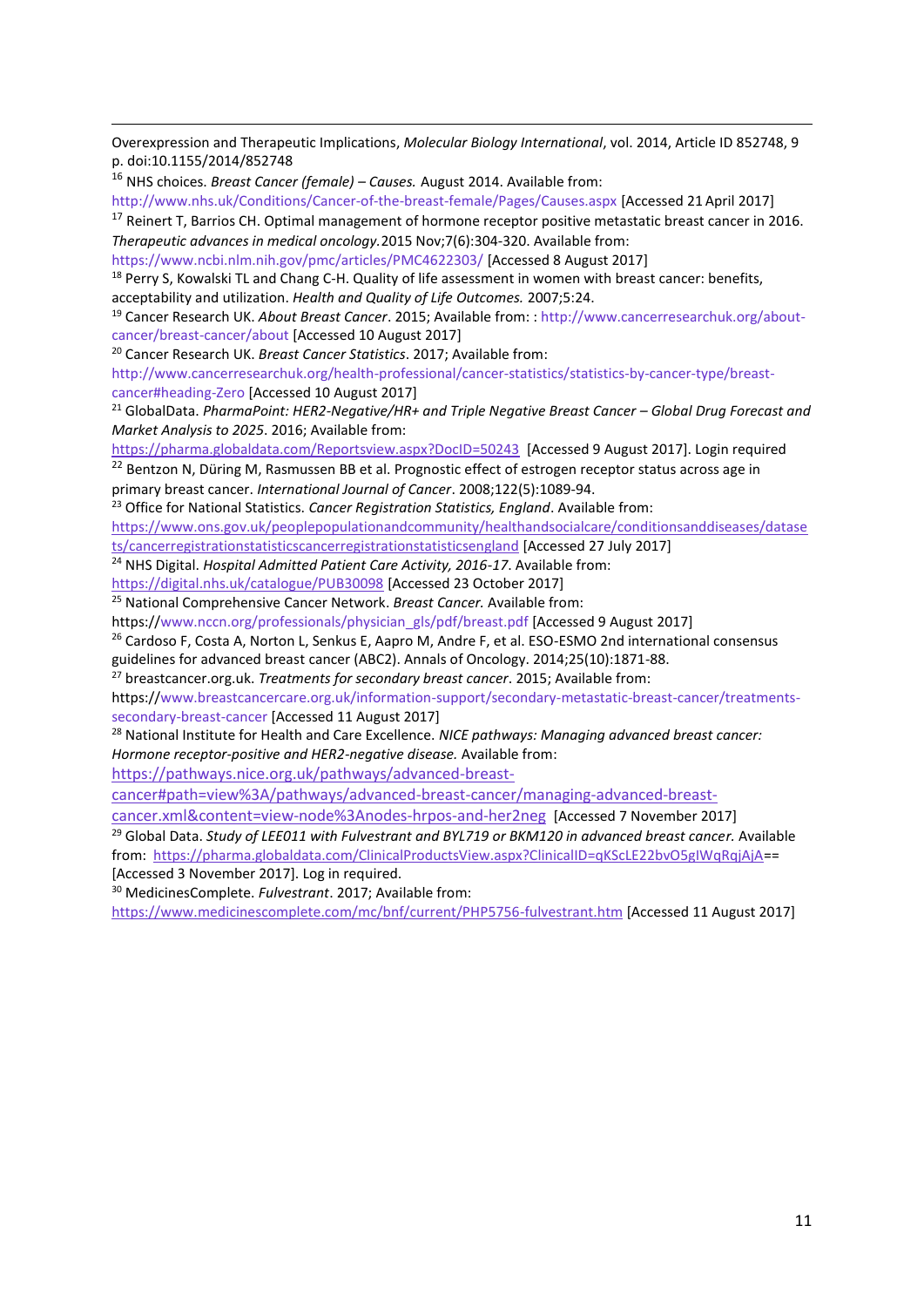Overexpression and Therapeutic Implications, *Molecular Biology International*, vol. 2014, Article ID 852748, 9 p. doi:10.1155/2014/852748

[16] NHS choices. *Breast Cancer (female) – Causes.* August 2014. Available from: http://www.nhs.uk/Conditions/Cancer-of-the-breast-female/Pages/Causes.aspx [Accessed 21 April 2017]

[17] Reinert T, Barrios CH. Optimal management of hormone receptor positive metastatic breast cancer in 2016. *Therapeutic advances in medical oncology.* 2015 Nov;7(6):304-320. Available from: https://www.ncbi.nlm.nih.gov/pmc/articles/PMC4622303/ [Accessed 8 August 2017]

[18] Perry S, Kowalski TL and Chang C-H. Quality of life assessment in women with breast cancer: benefits, acceptability and utilization. *Health and Quality of Life Outcomes.* 2007;5:24.

[19] Cancer Research UK. *About Breast Cancer*. 2015; Available from: : http://www.cancerresearchuk.org/about-cancer/breast-cancer/about [Accessed 10 August 2017]

[20] Cancer Research UK. *Breast Cancer Statistics*. 2017; Available from: http://www.cancerresearchuk.org/health-professional/cancer-statistics/statistics-by-cancer-type/breast-cancer#heading-Zero [Accessed 10 August 2017]

[21] GlobalData. *PharmaPoint: HER2-Negative/HR+ and Triple Negative Breast Cancer – Global Drug Forecast and Market Analysis to 2025*. 2016; Available from: https://pharma.globaldata.com/Reportsview.aspx?DocID=50243 [Accessed 9 August 2017]. Login required

[22] Bentzon N, Düring M, Rasmussen BB et al. Prognostic effect of estrogen receptor status across age in primary breast cancer. *International Journal of Cancer*. 2008;122(5):1089-94.

[23] Office for National Statistics. *Cancer Registration Statistics, England*. Available from: https://www.ons.gov.uk/peoplepopulationandcommunity/healthandsocialcare/conditionsanddiseases/datasets/cancerregistrationstatisticscancerregistrationstatisticsengland [Accessed 27 July 2017]

[24] NHS Digital. *Hospital Admitted Patient Care Activity, 2016-17*. Available from: https://digital.nhs.uk/catalogue/PUB30098 [Accessed 23 October 2017]

[25] National Comprehensive Cancer Network. *Breast Cancer.* Available from: https://www.nccn.org/professionals/physician_gls/pdf/breast.pdf [Accessed 9 August 2017]

[26] Cardoso F, Costa A, Norton L, Senkus E, Aapro M, Andre F, et al. ESO-ESMO 2nd international consensus guidelines for advanced breast cancer (ABC2). Annals of Oncology. 2014;25(10):1871-88.

[27] breastcancer.org.uk. *Treatments for secondary breast cancer*. 2015; Available from: https://www.breastcancercare.org.uk/information-support/secondary-metastatic-breast-cancer/treatments-secondary-breast-cancer [Accessed 11 August 2017]

[28] National Institute for Health and Care Excellence. *NICE pathways: Managing advanced breast cancer: Hormone receptor-positive and HER2-negative disease.* Available from: https://pathways.nice.org.uk/pathways/advanced-breast-cancer#path=view%3A/pathways/advanced-breast-cancer/managing-advanced-breast-cancer.xml&content=view-node%3Anodes-hrpos-and-her2neg [Accessed 7 November 2017]

[29] Global Data. *Study of LEE011 with Fulvestrant and BYL719 or BKM120 in advanced breast cancer.* Available from: https://pharma.globaldata.com/ClinicalProductsView.aspx?ClinicalID=qKScLE22bvO5gIWqRqjAjA== [Accessed 3 November 2017]. Log in required.

[30] MedicinesComplete. *Fulvestrant*. 2017; Available from: https://www.medicinescomplete.com/mc/bnf/current/PHP5756-fulvestrant.htm [Accessed 11 August 2017]